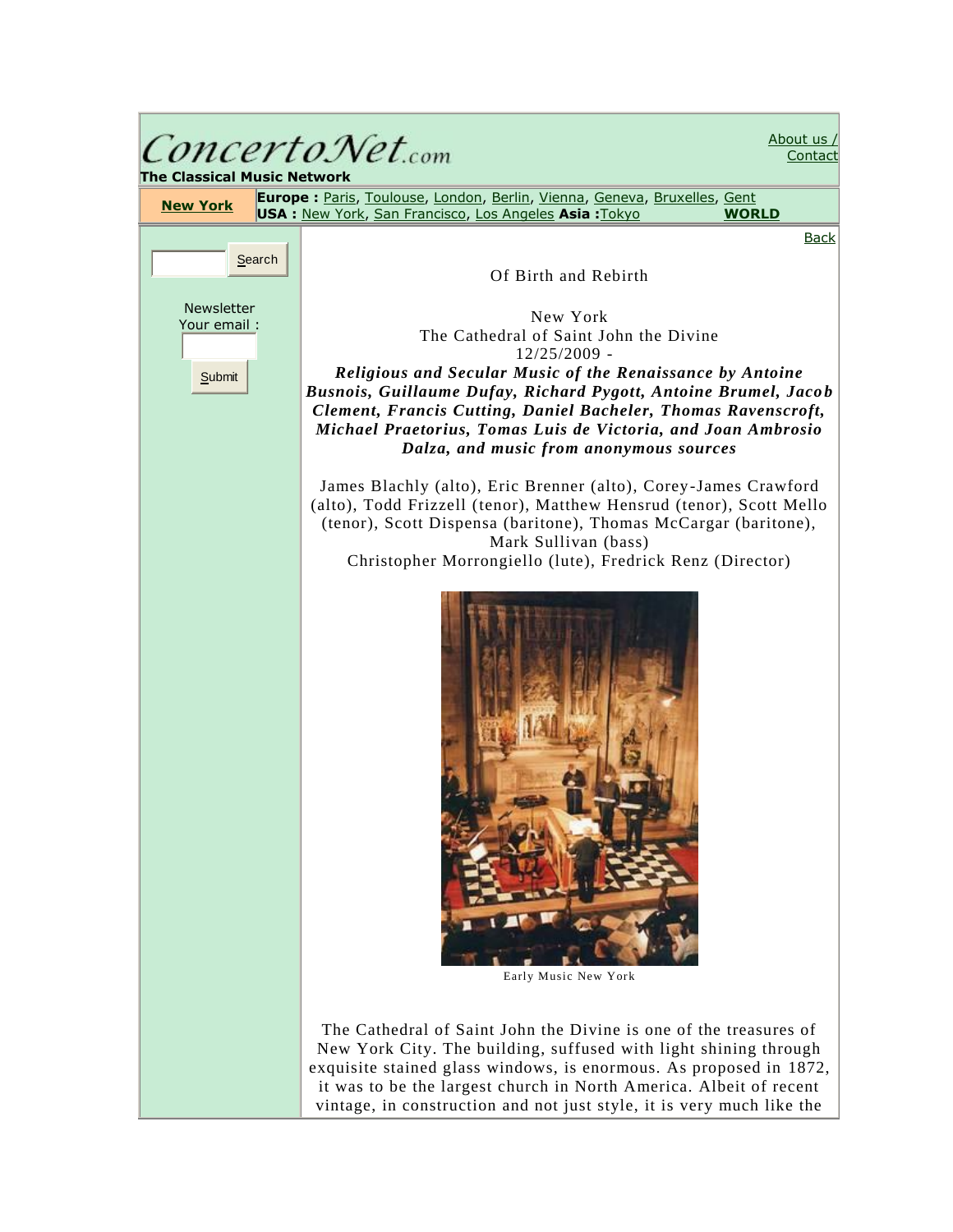ConcertoNet.com
**The Classical Music Network**

About us / Contact

**New York** | **Europe :** Paris, Toulouse, London, Berlin, Vienna, Geneva, Bruxelles, Gent
**USA :** New York, San Francisco, Los Angeles **Asia :** Tokyo **WORLD**

Search

Newsletter
Your email :

Submit

Back

# Of Birth and Rebirth

New York
The Cathedral of Saint John the Divine
12/25/2009 -
***Religious and Secular Music of the Renaissance by Antoine Busnois, Guillaume Dufay, Richard Pygott, Antoine Brumel, Jacob Clement, Francis Cutting, Daniel Bacheler, Thomas Ravenscroft, Michael Praetorius, Tomas Luis de Victoria, and Joan Ambrosio Dalza, and music from anonymous sources***

James Blachly (alto), Eric Brenner (alto), Corey-James Crawford (alto), Todd Frizzell (tenor), Matthew Hensrud (tenor), Scott Mello (tenor), Scott Dispensa (baritone), Thomas McCargar (baritone), Mark Sullivan (bass)
Christopher Morrongiello (lute), Fredrick Renz (Director)

Early Music New York

The Cathedral of Saint John the Divine is one of the treasures of New York City. The building, suffused with light shining through exquisite stained glass windows, is enormous. As proposed in 1872, it was to be the largest church in North America. Albeit of recent vintage, in construction and not just style, it is very much like the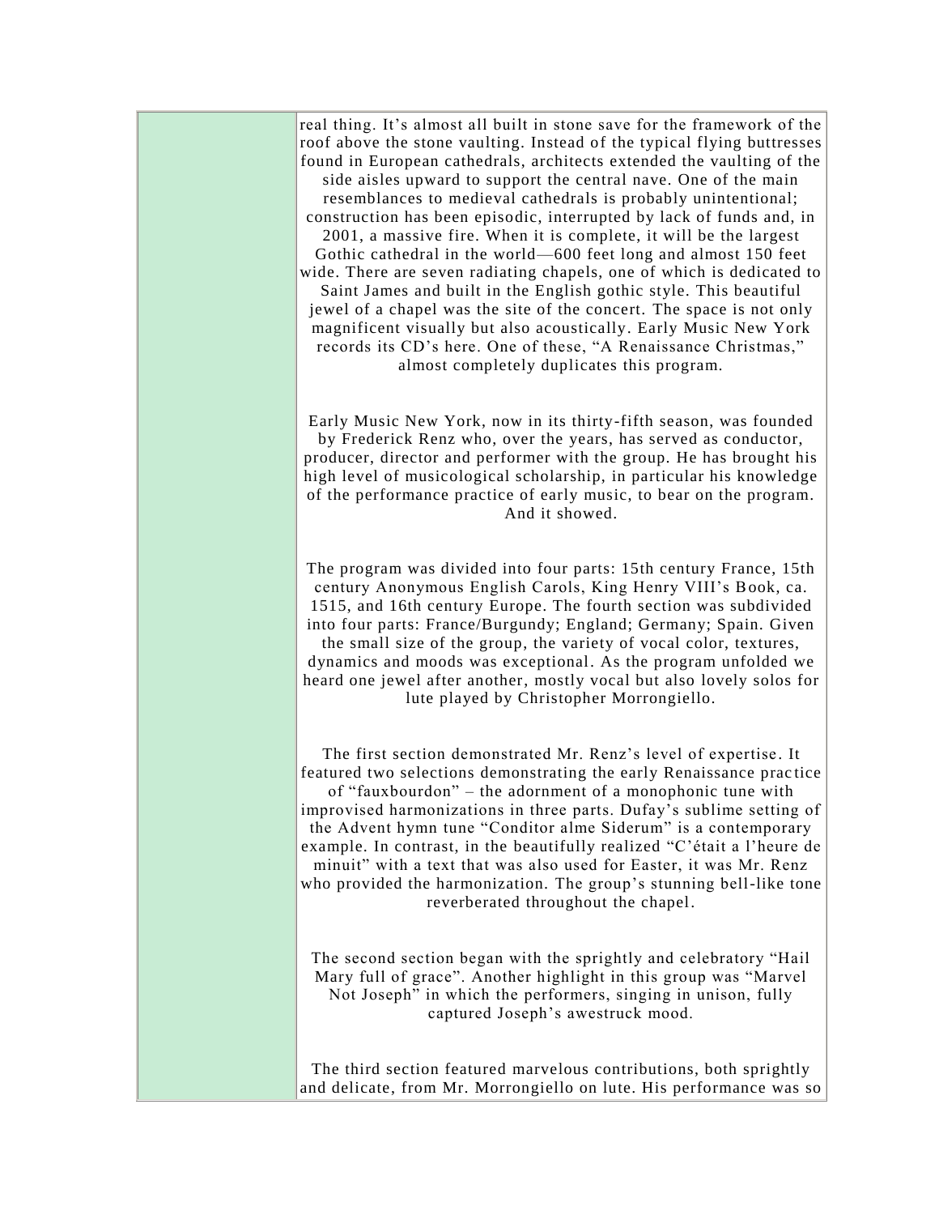real thing. It's almost all built in stone save for the framework of the roof above the stone vaulting. Instead of the typical flying buttresses found in European cathedrals, architects extended the vaulting of the side aisles upward to support the central nave. One of the main resemblances to medieval cathedrals is probably unintentional; construction has been episodic, interrupted by lack of funds and, in 2001, a massive fire. When it is complete, it will be the largest Gothic cathedral in the world—600 feet long and almost 150 feet wide. There are seven radiating chapels, one of which is dedicated to Saint James and built in the English gothic style. This beautiful jewel of a chapel was the site of the concert. The space is not only magnificent visually but also acoustically. Early Music New York records its CD's here. One of these, "A Renaissance Christmas," almost completely duplicates this program.

Early Music New York, now in its thirty-fifth season, was founded by Frederick Renz who, over the years, has served as conductor, producer, director and performer with the group. He has brought his high level of musicological scholarship, in particular his knowledge of the performance practice of early music, to bear on the program. And it showed.

The program was divided into four parts: 15th century France, 15th century Anonymous English Carols, King Henry VIII's Book, ca. 1515, and 16th century Europe. The fourth section was subdivided into four parts: France/Burgundy; England; Germany; Spain. Given the small size of the group, the variety of vocal color, textures, dynamics and moods was exceptional. As the program unfolded we heard one jewel after another, mostly vocal but also lovely solos for lute played by Christopher Morrongiello.

The first section demonstrated Mr. Renz's level of expertise. It featured two selections demonstrating the early Renaissance practice of "fauxbourdon" – the adornment of a monophonic tune with improvised harmonizations in three parts. Dufay's sublime setting of the Advent hymn tune "Conditor alme Siderum" is a contemporary example. In contrast, in the beautifully realized "C'était a l'heure de minuit" with a text that was also used for Easter, it was Mr. Renz who provided the harmonization. The group's stunning bell-like tone reverberated throughout the chapel.

The second section began with the sprightly and celebratory "Hail Mary full of grace". Another highlight in this group was "Marvel Not Joseph" in which the performers, singing in unison, fully captured Joseph's awestruck mood.

The third section featured marvelous contributions, both sprightly and delicate, from Mr. Morrongiello on lute. His performance was so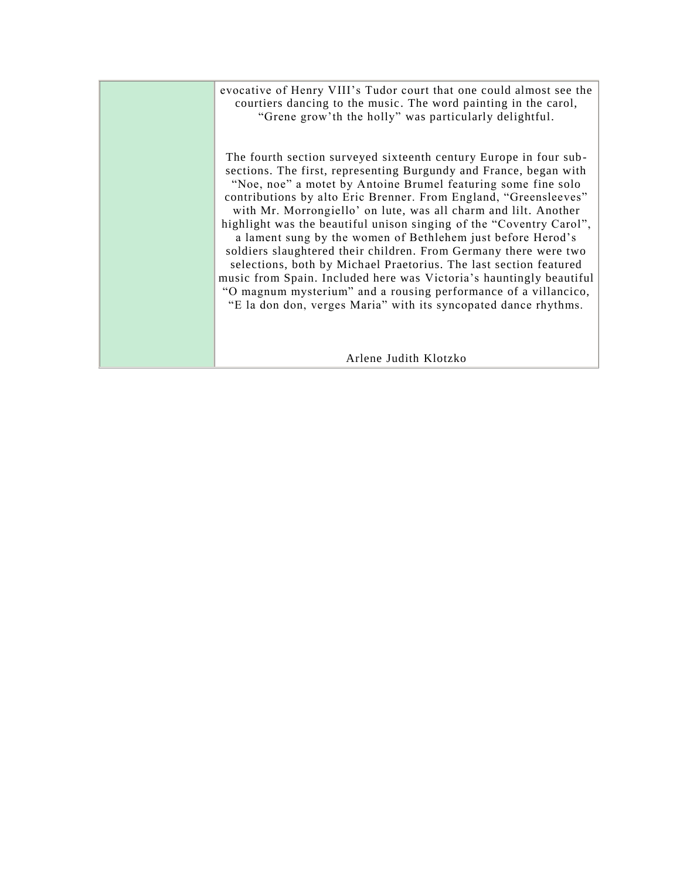evocative of Henry VIII's Tudor court that one could almost see the courtiers dancing to the music. The word painting in the carol, "Grene grow'th the holly" was particularly delightful.

The fourth section surveyed sixteenth century Europe in four sub-sections. The first, representing Burgundy and France, began with "Noe, noe" a motet by Antoine Brumel featuring some fine solo contributions by alto Eric Brenner. From England, "Greensleeves" with Mr. Morrongiello' on lute, was all charm and lilt. Another highlight was the beautiful unison singing of the "Coventry Carol", a lament sung by the women of Bethlehem just before Herod's soldiers slaughtered their children. From Germany there were two selections, both by Michael Praetorius. The last section featured music from Spain. Included here was Victoria's hauntingly beautiful "O magnum mysterium" and a rousing performance of a villancico, "E la don don, verges Maria" with its syncopated dance rhythms.

Arlene Judith Klotzko